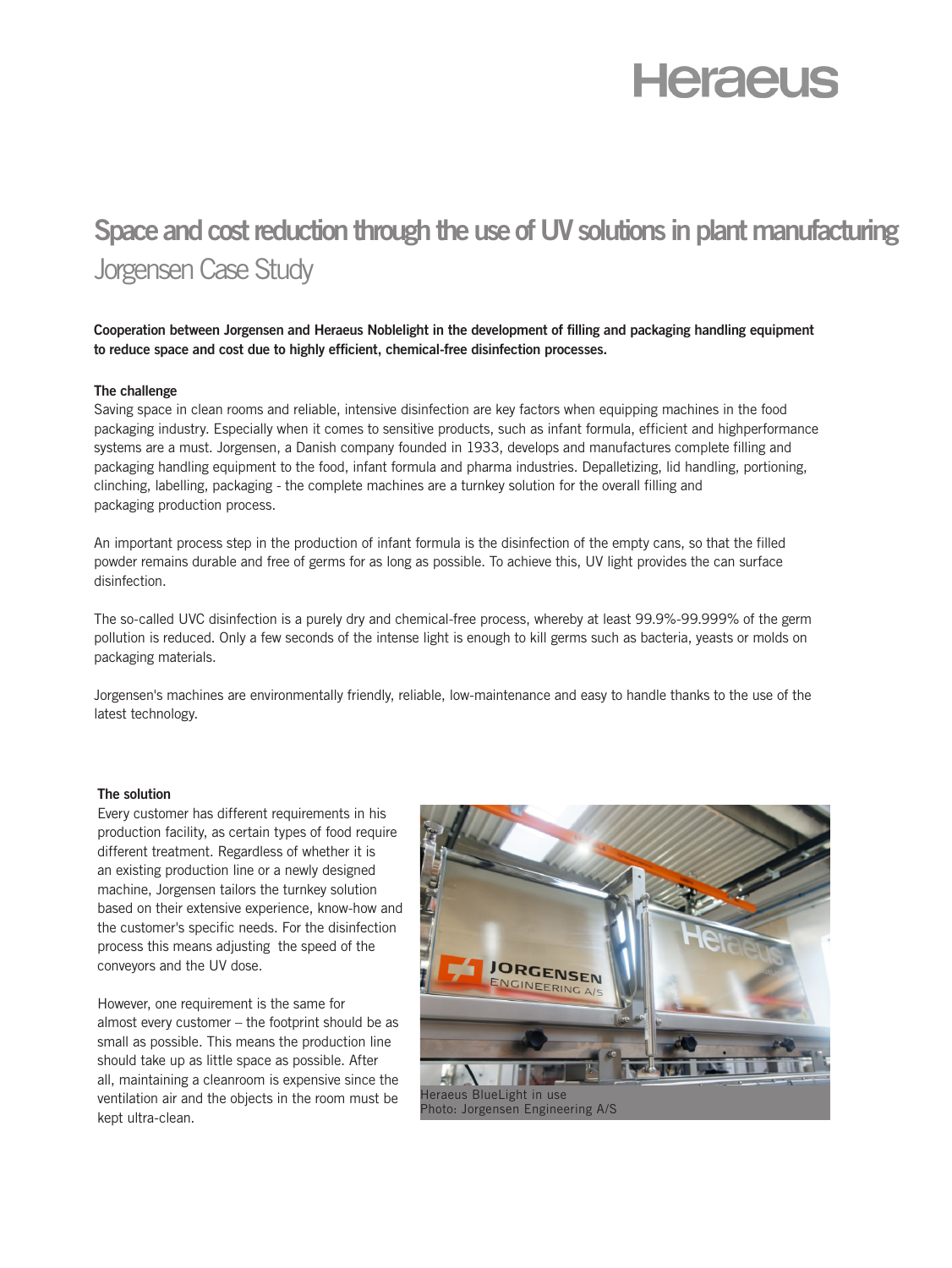# Space and cost reduction through the use of UV solutions in plant manufacturing

## Jorgensen Case Study

**Cooperation between Jorgensen and Heraeus Noblelight in the development of filling and packaging handling equipment to reduce space and cost due to highly efficient, chemical-free disinfection processes.**

### The challenge

Saving space in clean rooms and reliable, intensive disinfection are key factors when equipping machines in the food packaging industry. Especially when it comes to sensitive products, such as infant formula, efficient and highperformance systems are a must. Jorgensen, a Danish company founded in 1933, develops and manufactures complete filling and packaging handling equipment to the food, infant formula and pharma industries. Depalletizing, lid handling, portioning, clinching, labelling, packaging - the complete machines are a turnkey solution for the overall filling and packaging production process.

An important process step in the production of infant formula is the disinfection of the empty cans, so that the filled powder remains durable and free of germs for as long as possible. To achieve this, UV light provides the can surface disinfection.

The so-called UVC disinfection is a purely dry and chemical-free process, whereby at least 99.9%-99.999% of the germ pollution is reduced. Only a few seconds of the intense light is enough to kill germs such as bacteria, yeasts or molds on packaging materials.

Jorgensen's machines are environmentally friendly, reliable, low-maintenance and easy to handle thanks to the use of the latest technology.

### The solution

Every customer has different requirements in his production facility, as certain types of food require different treatment. Regardless of whether it is an existing production line or a newly designed machine, Jorgensen tailors the turnkey solution based on their extensive experience, know-how and the customer's specific needs. For the disinfection process this means adjusting the speed of the conveyors and the UV dose.

However, one requirement is the same for almost every customer – the footprint should be as small as possible. This means the production line should take up as little space as possible. After all, maintaining a cleanroom is expensive since the ventilation air and the objects in the room must be kept ultra-clean.

Heraeus BlueLight in use
Photo: Jorgensen Engineering A/S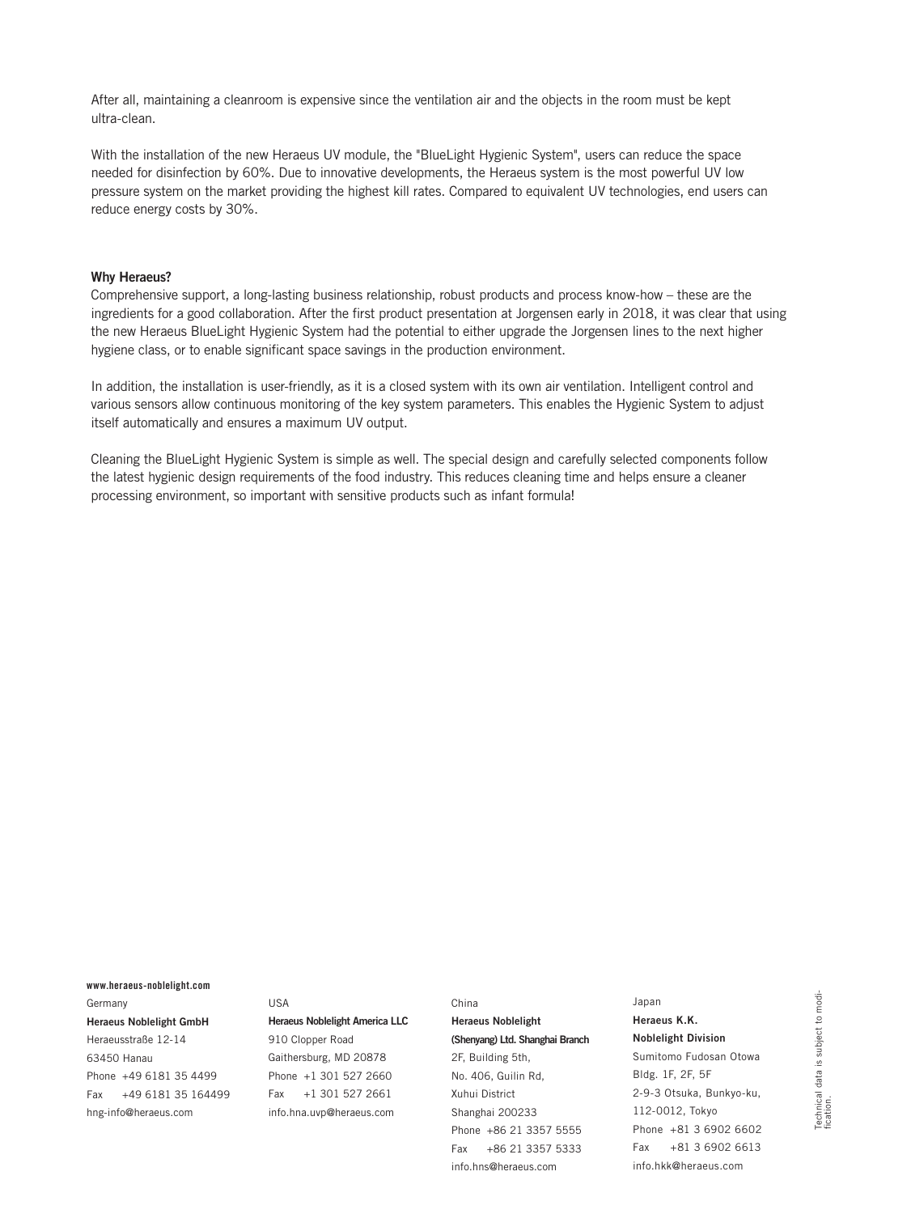After all, maintaining a cleanroom is expensive since the ventilation air and the objects in the room must be kept ultra-clean.

With the installation of the new Heraeus UV module, the "BlueLight Hygienic System", users can reduce the space needed for disinfection by 60%. Due to innovative developments, the Heraeus system is the most powerful UV low pressure system on the market providing the highest kill rates. Compared to equivalent UV technologies, end users can reduce energy costs by 30%.

**Why Heraeus?**

Comprehensive support, a long-lasting business relationship, robust products and process know-how – these are the ingredients for a good collaboration. After the first product presentation at Jorgensen early in 2018, it was clear that using the new Heraeus BlueLight Hygienic System had the potential to either upgrade the Jorgensen lines to the next higher hygiene class, or to enable significant space savings in the production environment.

In addition, the installation is user-friendly, as it is a closed system with its own air ventilation. Intelligent control and various sensors allow continuous monitoring of the key system parameters. This enables the Hygienic System to adjust itself automatically and ensures a maximum UV output.

Cleaning the BlueLight Hygienic System is simple as well. The special design and carefully selected components follow the latest hygienic design requirements of the food industry. This reduces cleaning time and helps ensure a cleaner processing environment, so important with sensitive products such as infant formula!

**www.heraeus-noblelight.com**

Germany
**Heraeus Noblelight GmbH**
Heraeusstraße 12-14
63450 Hanau
Phone +49 6181 35 4499
Fax +49 6181 35 164499
hng-info@heraeus.com

USA
**Heraeus Noblelight America LLC**
910 Clopper Road
Gaithersburg, MD 20878
Phone +1 301 527 2660
Fax +1 301 527 2661
info.hna.uvp@heraeus.com

China
**Heraeus Noblelight (Shenyang) Ltd. Shanghai Branch**
2F, Building 5th,
No. 406, Guilin Rd,
Xuhui District
Shanghai 200233
Phone +86 21 3357 5555
Fax +86 21 3357 5333
info.hns@heraeus.com

Japan
**Heraeus K.K.**
**Noblelight Division**
Sumitomo Fudosan Otowa Bldg. 1F, 2F, 5F
2-9-3 Otsuka, Bunkyo-ku,
112-0012, Tokyo
Phone +81 3 6902 6602
Fax +81 3 6902 6613
info.hkk@heraeus.com

Technical data is subject to modification.